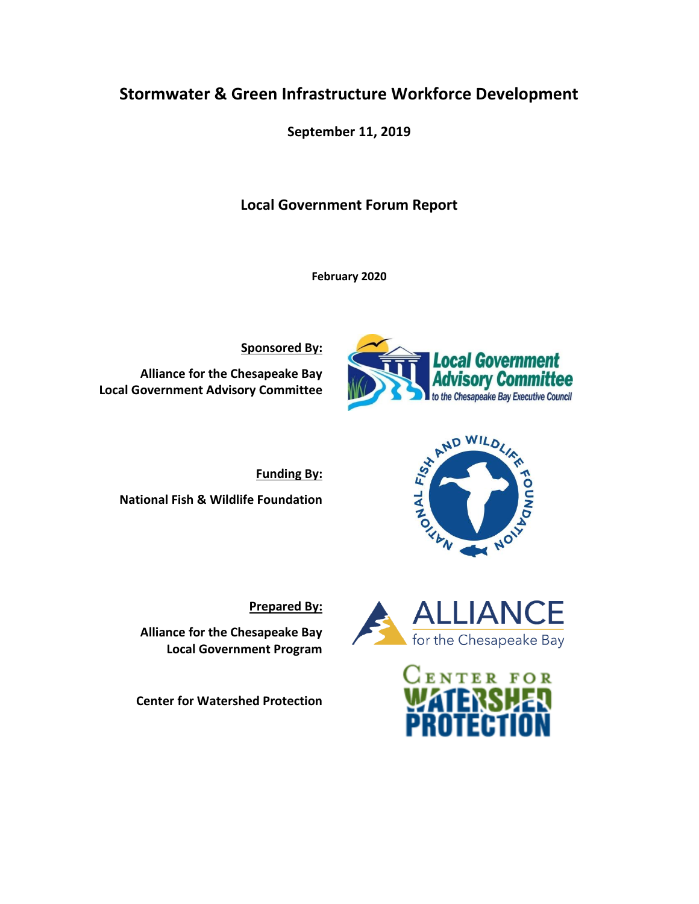# Stormwater & Green Infrastructure Workforce Development

**September 11, 2019**

## Local Government Forum Report

**February 2020**

**Sponsored By:**

**Alliance for the Chesapeake Bay**
**Local Government Advisory Committee**

**Funding By:**

**National Fish & Wildlife Foundation**

**Prepared By:**

**Alliance for the Chesapeake Bay**
**Local Government Program**

**Center for Watershed Protection**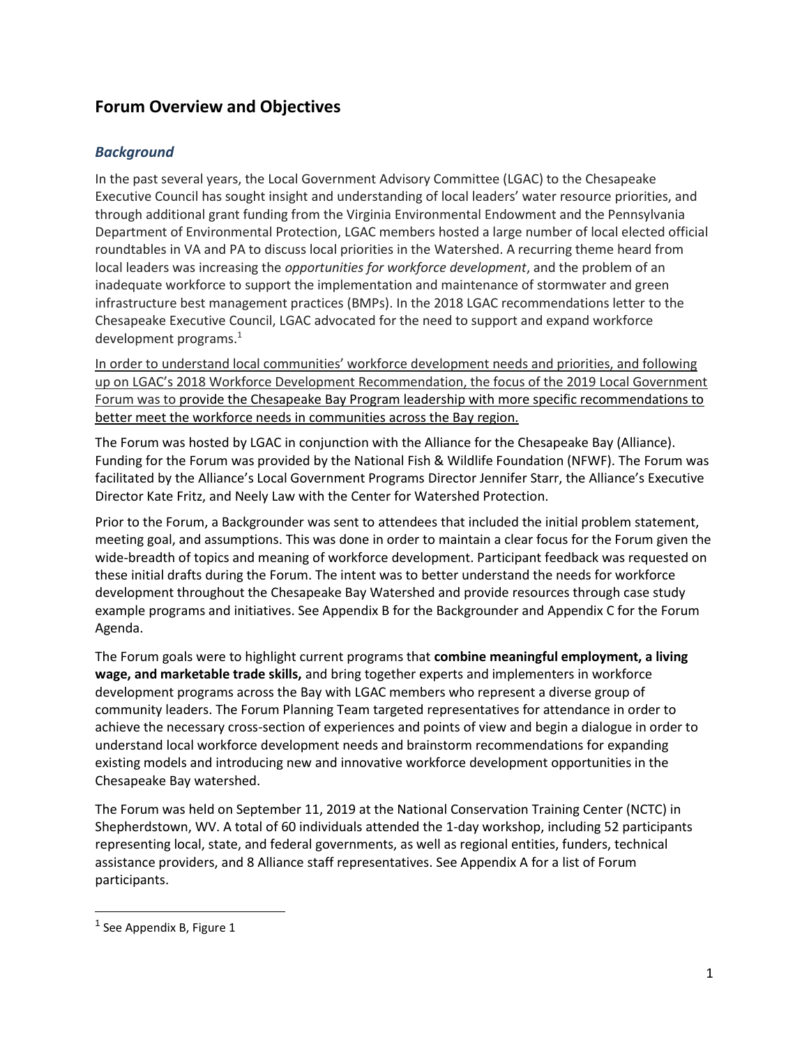## Forum Overview and Objectives

### *Background*

In the past several years, the Local Government Advisory Committee (LGAC) to the Chesapeake Executive Council has sought insight and understanding of local leaders' water resource priorities, and through additional grant funding from the Virginia Environmental Endowment and the Pennsylvania Department of Environmental Protection, LGAC members hosted a large number of local elected official roundtables in VA and PA to discuss local priorities in the Watershed. A recurring theme heard from local leaders was increasing the *opportunities for workforce development*, and the problem of an inadequate workforce to support the implementation and maintenance of stormwater and green infrastructure best management practices (BMPs). In the 2018 LGAC recommendations letter to the Chesapeake Executive Council, LGAC advocated for the need to support and expand workforce development programs.[1]

<u>In order to understand local communities' workforce development needs and priorities, and following up on LGAC's 2018 Workforce Development Recommendation, the focus of the 2019 Local Government Forum was to provide the Chesapeake Bay Program leadership with more specific recommendations to better meet the workforce needs in communities across the Bay region.</u>

The Forum was hosted by LGAC in conjunction with the Alliance for the Chesapeake Bay (Alliance). Funding for the Forum was provided by the National Fish & Wildlife Foundation (NFWF). The Forum was facilitated by the Alliance's Local Government Programs Director Jennifer Starr, the Alliance's Executive Director Kate Fritz, and Neely Law with the Center for Watershed Protection.

Prior to the Forum, a Backgrounder was sent to attendees that included the initial problem statement, meeting goal, and assumptions. This was done in order to maintain a clear focus for the Forum given the wide-breadth of topics and meaning of workforce development. Participant feedback was requested on these initial drafts during the Forum. The intent was to better understand the needs for workforce development throughout the Chesapeake Bay Watershed and provide resources through case study example programs and initiatives. See Appendix B for the Backgrounder and Appendix C for the Forum Agenda.

The Forum goals were to highlight current programs that **combine meaningful employment, a living wage, and marketable trade skills,** and bring together experts and implementers in workforce development programs across the Bay with LGAC members who represent a diverse group of community leaders. The Forum Planning Team targeted representatives for attendance in order to achieve the necessary cross-section of experiences and points of view and begin a dialogue in order to understand local workforce development needs and brainstorm recommendations for expanding existing models and introducing new and innovative workforce development opportunities in the Chesapeake Bay watershed.

The Forum was held on September 11, 2019 at the National Conservation Training Center (NCTC) in Shepherdstown, WV. A total of 60 individuals attended the 1-day workshop, including 52 participants representing local, state, and federal governments, as well as regional entities, funders, technical assistance providers, and 8 Alliance staff representatives. See Appendix A for a list of Forum participants.

---

[1] See Appendix B, Figure 1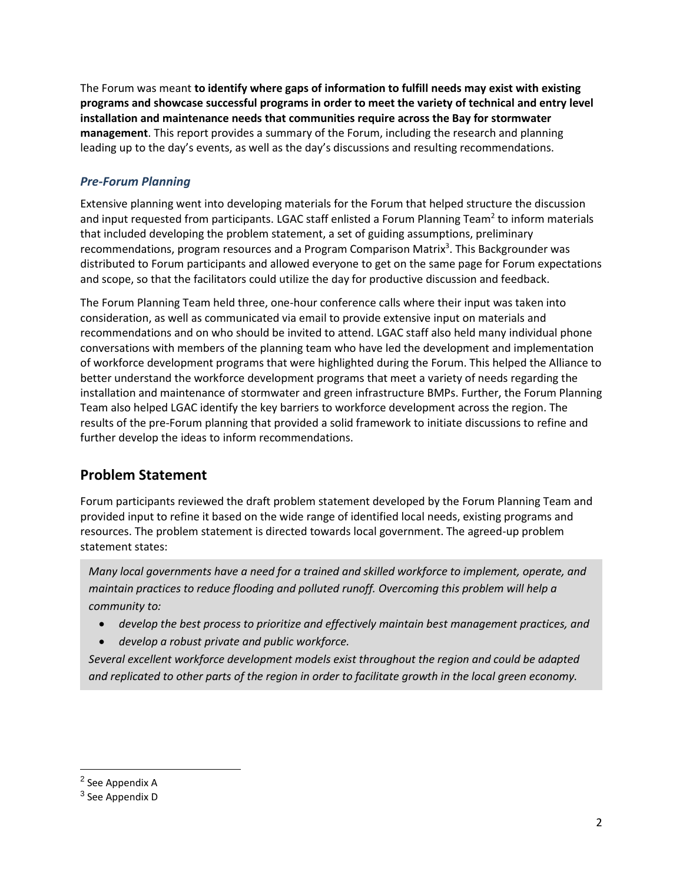The Forum was meant **to identify where gaps of information to fulfill needs may exist with existing programs and showcase successful programs in order to meet the variety of technical and entry level installation and maintenance needs that communities require across the Bay for stormwater management**. This report provides a summary of the Forum, including the research and planning leading up to the day's events, as well as the day's discussions and resulting recommendations.

### *Pre-Forum Planning*

Extensive planning went into developing materials for the Forum that helped structure the discussion and input requested from participants. LGAC staff enlisted a Forum Planning Team[2] to inform materials that included developing the problem statement, a set of guiding assumptions, preliminary recommendations, program resources and a Program Comparison Matrix[3]. This Backgrounder was distributed to Forum participants and allowed everyone to get on the same page for Forum expectations and scope, so that the facilitators could utilize the day for productive discussion and feedback.

The Forum Planning Team held three, one-hour conference calls where their input was taken into consideration, as well as communicated via email to provide extensive input on materials and recommendations and on who should be invited to attend. LGAC staff also held many individual phone conversations with members of the planning team who have led the development and implementation of workforce development programs that were highlighted during the Forum. This helped the Alliance to better understand the workforce development programs that meet a variety of needs regarding the installation and maintenance of stormwater and green infrastructure BMPs. Further, the Forum Planning Team also helped LGAC identify the key barriers to workforce development across the region. The results of the pre-Forum planning that provided a solid framework to initiate discussions to refine and further develop the ideas to inform recommendations.

## Problem Statement

Forum participants reviewed the draft problem statement developed by the Forum Planning Team and provided input to refine it based on the wide range of identified local needs, existing programs and resources. The problem statement is directed towards local government. The agreed-up problem statement states:

> *Many local governments have a need for a trained and skilled workforce to implement, operate, and maintain practices to reduce flooding and polluted runoff. Overcoming this problem will help a community to:*
>
> - *develop the best process to prioritize and effectively maintain best management practices, and*
> - *develop a robust private and public workforce.*
>
> *Several excellent workforce development models exist throughout the region and could be adapted and replicated to other parts of the region in order to facilitate growth in the local green economy.*

---

[2] See Appendix A

[3] See Appendix D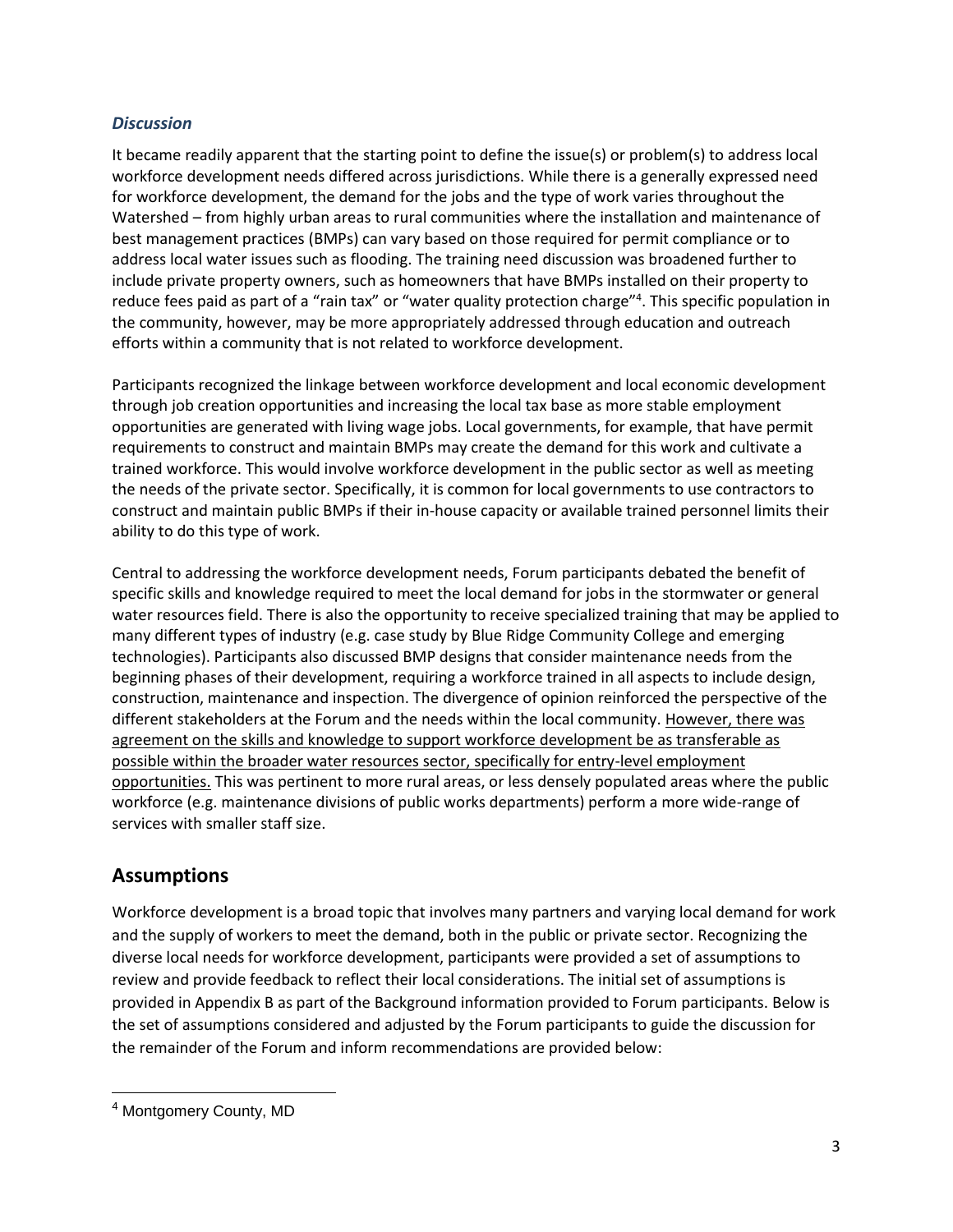### *Discussion*

It became readily apparent that the starting point to define the issue(s) or problem(s) to address local workforce development needs differed across jurisdictions. While there is a generally expressed need for workforce development, the demand for the jobs and the type of work varies throughout the Watershed – from highly urban areas to rural communities where the installation and maintenance of best management practices (BMPs) can vary based on those required for permit compliance or to address local water issues such as flooding. The training need discussion was broadened further to include private property owners, such as homeowners that have BMPs installed on their property to reduce fees paid as part of a "rain tax" or "water quality protection charge"[4]. This specific population in the community, however, may be more appropriately addressed through education and outreach efforts within a community that is not related to workforce development.

Participants recognized the linkage between workforce development and local economic development through job creation opportunities and increasing the local tax base as more stable employment opportunities are generated with living wage jobs. Local governments, for example, that have permit requirements to construct and maintain BMPs may create the demand for this work and cultivate a trained workforce. This would involve workforce development in the public sector as well as meeting the needs of the private sector. Specifically, it is common for local governments to use contractors to construct and maintain public BMPs if their in-house capacity or available trained personnel limits their ability to do this type of work.

Central to addressing the workforce development needs, Forum participants debated the benefit of specific skills and knowledge required to meet the local demand for jobs in the stormwater or general water resources field. There is also the opportunity to receive specialized training that may be applied to many different types of industry (e.g. case study by Blue Ridge Community College and emerging technologies). Participants also discussed BMP designs that consider maintenance needs from the beginning phases of their development, requiring a workforce trained in all aspects to include design, construction, maintenance and inspection. The divergence of opinion reinforced the perspective of the different stakeholders at the Forum and the needs within the local community. <u>However, there was agreement on the skills and knowledge to support workforce development be as transferable as possible within the broader water resources sector, specifically for entry-level employment opportunities.</u> This was pertinent to more rural areas, or less densely populated areas where the public workforce (e.g. maintenance divisions of public works departments) perform a more wide-range of services with smaller staff size.

## Assumptions

Workforce development is a broad topic that involves many partners and varying local demand for work and the supply of workers to meet the demand, both in the public or private sector. Recognizing the diverse local needs for workforce development, participants were provided a set of assumptions to review and provide feedback to reflect their local considerations. The initial set of assumptions is provided in Appendix B as part of the Background information provided to Forum participants. Below is the set of assumptions considered and adjusted by the Forum participants to guide the discussion for the remainder of the Forum and inform recommendations are provided below:

---

[4] Montgomery County, MD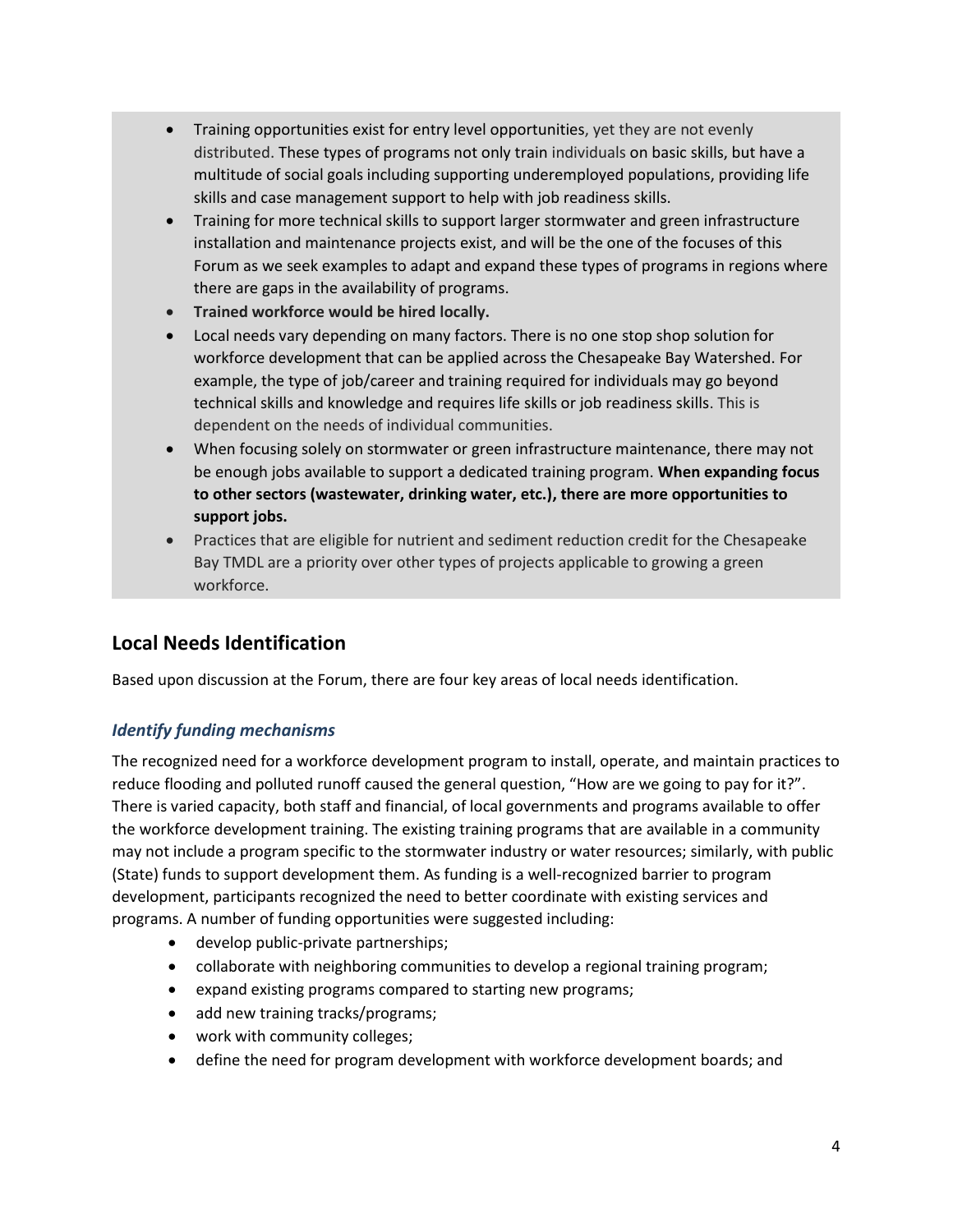- Training opportunities exist for entry level opportunities, yet they are not evenly distributed. These types of programs not only train individuals on basic skills, but have a multitude of social goals including supporting underemployed populations, providing life skills and case management support to help with job readiness skills.
- Training for more technical skills to support larger stormwater and green infrastructure installation and maintenance projects exist, and will be the one of the focuses of this Forum as we seek examples to adapt and expand these types of programs in regions where there are gaps in the availability of programs.
- **Trained workforce would be hired locally.**
- Local needs vary depending on many factors. There is no one stop shop solution for workforce development that can be applied across the Chesapeake Bay Watershed. For example, the type of job/career and training required for individuals may go beyond technical skills and knowledge and requires life skills or job readiness skills. This is dependent on the needs of individual communities.
- When focusing solely on stormwater or green infrastructure maintenance, there may not be enough jobs available to support a dedicated training program. **When expanding focus to other sectors (wastewater, drinking water, etc.), there are more opportunities to support jobs.**
- Practices that are eligible for nutrient and sediment reduction credit for the Chesapeake Bay TMDL are a priority over other types of projects applicable to growing a green workforce.

## Local Needs Identification

Based upon discussion at the Forum, there are four key areas of local needs identification.

### *Identify funding mechanisms*

The recognized need for a workforce development program to install, operate, and maintain practices to reduce flooding and polluted runoff caused the general question, "How are we going to pay for it?". There is varied capacity, both staff and financial, of local governments and programs available to offer the workforce development training. The existing training programs that are available in a community may not include a program specific to the stormwater industry or water resources; similarly, with public (State) funds to support development them. As funding is a well-recognized barrier to program development, participants recognized the need to better coordinate with existing services and programs. A number of funding opportunities were suggested including:

- develop public-private partnerships;
- collaborate with neighboring communities to develop a regional training program;
- expand existing programs compared to starting new programs;
- add new training tracks/programs;
- work with community colleges;
- define the need for program development with workforce development boards; and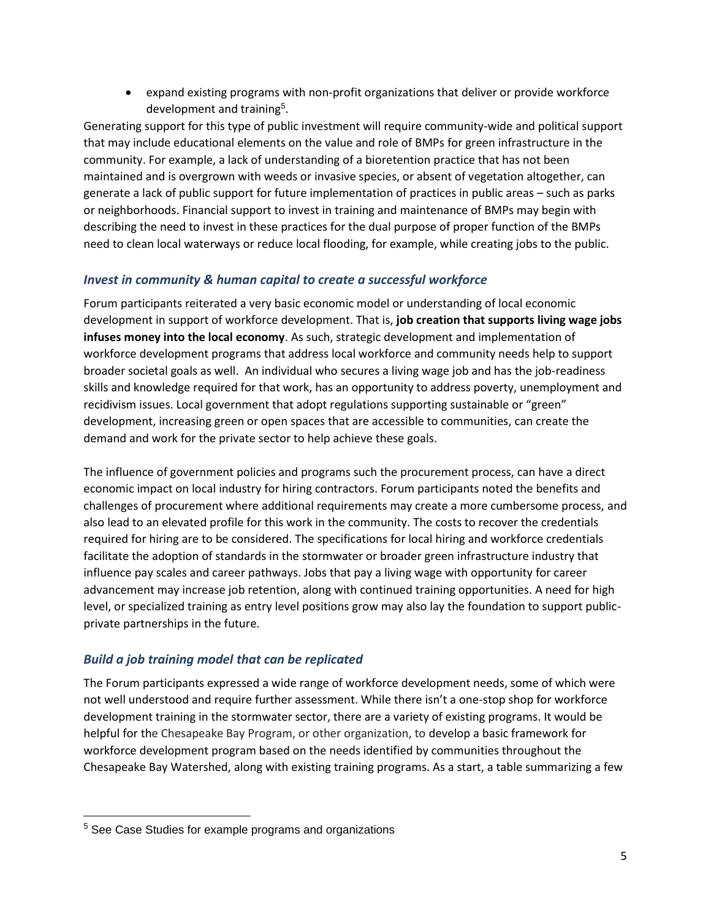- expand existing programs with non-profit organizations that deliver or provide workforce development and training[5].

Generating support for this type of public investment will require community-wide and political support that may include educational elements on the value and role of BMPs for green infrastructure in the community. For example, a lack of understanding of a bioretention practice that has not been maintained and is overgrown with weeds or invasive species, or absent of vegetation altogether, can generate a lack of public support for future implementation of practices in public areas – such as parks or neighborhoods. Financial support to invest in training and maintenance of BMPs may begin with describing the need to invest in these practices for the dual purpose of proper function of the BMPs need to clean local waterways or reduce local flooding, for example, while creating jobs to the public.

### *Invest in community & human capital to create a successful workforce*

Forum participants reiterated a very basic economic model or understanding of local economic development in support of workforce development. That is, **job creation that supports living wage jobs infuses money into the local economy**. As such, strategic development and implementation of workforce development programs that address local workforce and community needs help to support broader societal goals as well. An individual who secures a living wage job and has the job-readiness skills and knowledge required for that work, has an opportunity to address poverty, unemployment and recidivism issues. Local government that adopt regulations supporting sustainable or "green" development, increasing green or open spaces that are accessible to communities, can create the demand and work for the private sector to help achieve these goals.

The influence of government policies and programs such the procurement process, can have a direct economic impact on local industry for hiring contractors. Forum participants noted the benefits and challenges of procurement where additional requirements may create a more cumbersome process, and also lead to an elevated profile for this work in the community. The costs to recover the credentials required for hiring are to be considered. The specifications for local hiring and workforce credentials facilitate the adoption of standards in the stormwater or broader green infrastructure industry that influence pay scales and career pathways. Jobs that pay a living wage with opportunity for career advancement may increase job retention, along with continued training opportunities. A need for high level, or specialized training as entry level positions grow may also lay the foundation to support public-private partnerships in the future.

### *Build a job training model that can be replicated*

The Forum participants expressed a wide range of workforce development needs, some of which were not well understood and require further assessment. While there isn't a one-stop shop for workforce development training in the stormwater sector, there are a variety of existing programs. It would be helpful for the Chesapeake Bay Program, or other organization, to develop a basic framework for workforce development program based on the needs identified by communities throughout the Chesapeake Bay Watershed, along with existing training programs. As a start, a table summarizing a few

[5] See Case Studies for example programs and organizations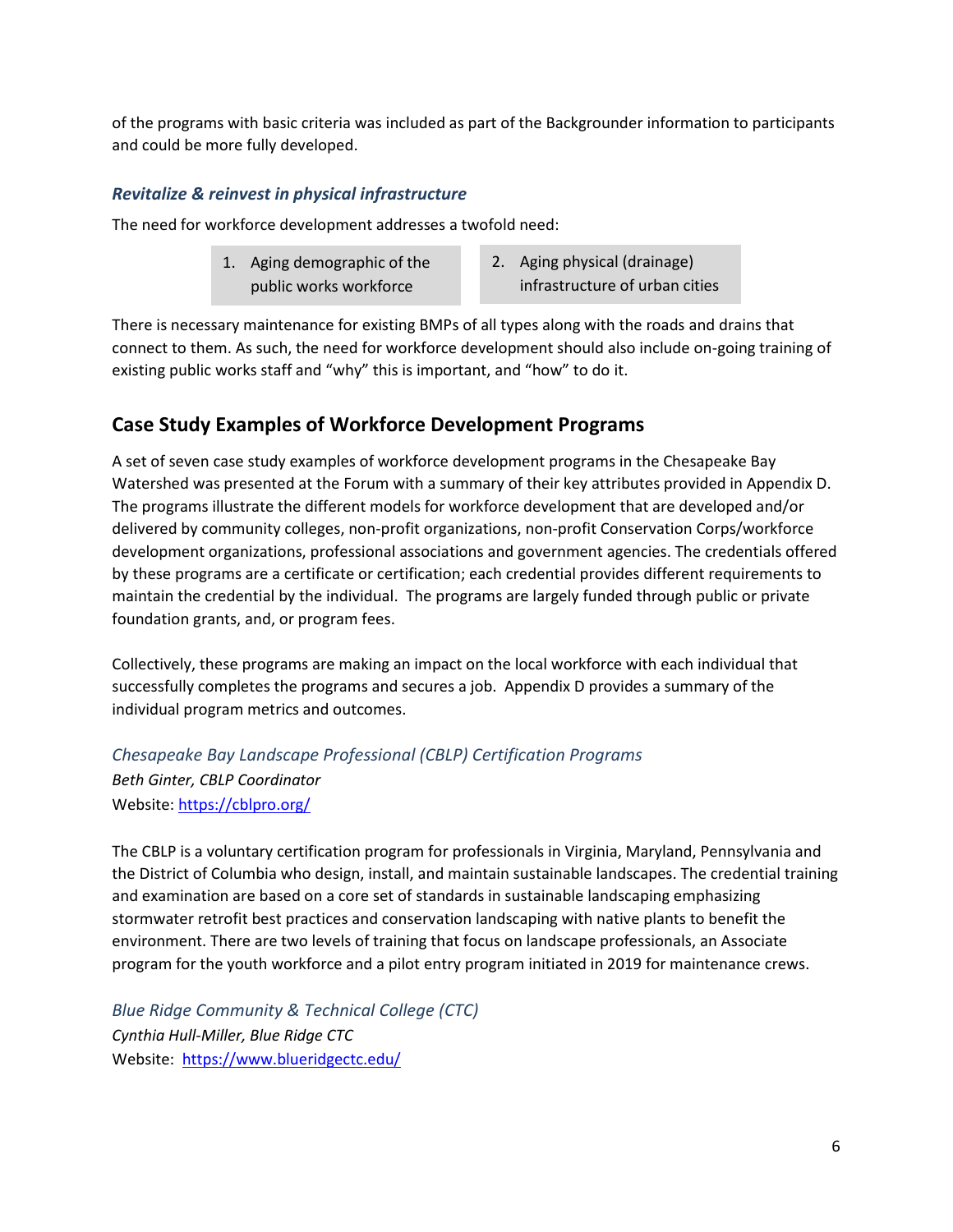of the programs with basic criteria was included as part of the Backgrounder information to participants and could be more fully developed.

### *Revitalize & reinvest in physical infrastructure*

The need for workforce development addresses a twofold need:

1. Aging demographic of the public works workforce
2. Aging physical (drainage) infrastructure of urban cities

There is necessary maintenance for existing BMPs of all types along with the roads and drains that connect to them. As such, the need for workforce development should also include on-going training of existing public works staff and "why" this is important, and "how" to do it.

## Case Study Examples of Workforce Development Programs

A set of seven case study examples of workforce development programs in the Chesapeake Bay Watershed was presented at the Forum with a summary of their key attributes provided in Appendix D. The programs illustrate the different models for workforce development that are developed and/or delivered by community colleges, non-profit organizations, non-profit Conservation Corps/workforce development organizations, professional associations and government agencies. The credentials offered by these programs are a certificate or certification; each credential provides different requirements to maintain the credential by the individual. The programs are largely funded through public or private foundation grants, and, or program fees.

Collectively, these programs are making an impact on the local workforce with each individual that successfully completes the programs and secures a job. Appendix D provides a summary of the individual program metrics and outcomes.

### *Chesapeake Bay Landscape Professional (CBLP) Certification Programs*

*Beth Ginter, CBLP Coordinator*
Website: https://cblpro.org/

The CBLP is a voluntary certification program for professionals in Virginia, Maryland, Pennsylvania and the District of Columbia who design, install, and maintain sustainable landscapes. The credential training and examination are based on a core set of standards in sustainable landscaping emphasizing stormwater retrofit best practices and conservation landscaping with native plants to benefit the environment. There are two levels of training that focus on landscape professionals, an Associate program for the youth workforce and a pilot entry program initiated in 2019 for maintenance crews.

### *Blue Ridge Community & Technical College (CTC)*

*Cynthia Hull-Miller, Blue Ridge CTC*
Website: https://www.blueridgectc.edu/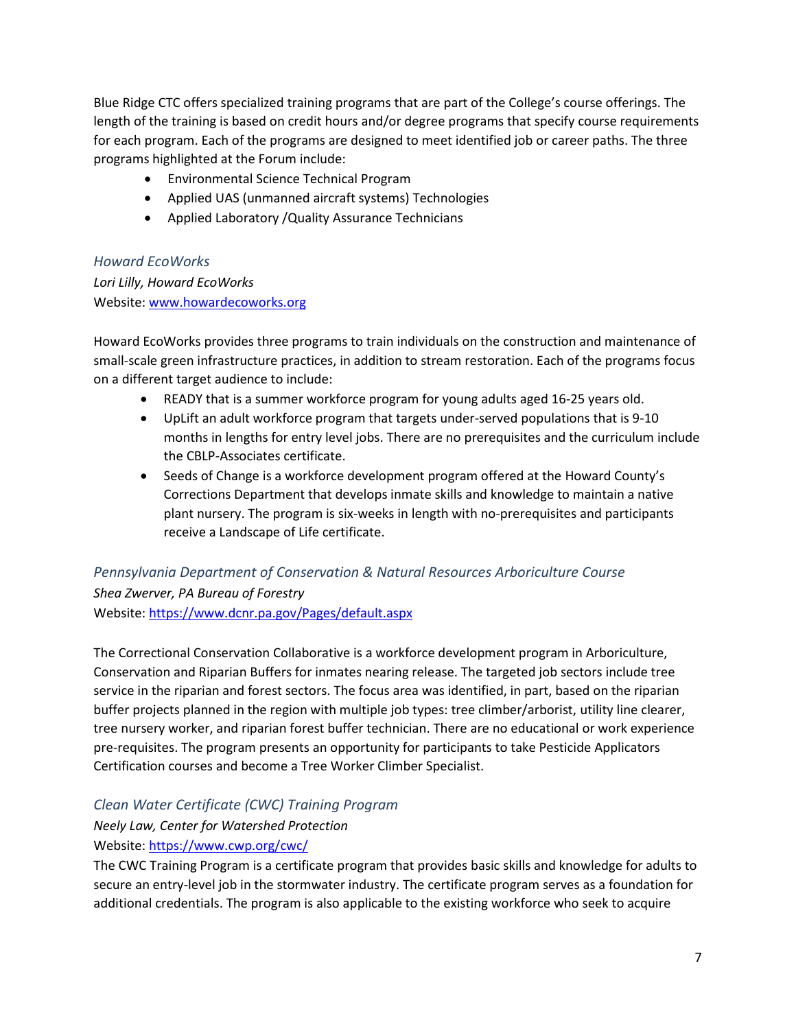Blue Ridge CTC offers specialized training programs that are part of the College's course offerings. The length of the training is based on credit hours and/or degree programs that specify course requirements for each program. Each of the programs are designed to meet identified job or career paths. The three programs highlighted at the Forum include:

- Environmental Science Technical Program
- Applied UAS (unmanned aircraft systems) Technologies
- Applied Laboratory /Quality Assurance Technicians

### *Howard EcoWorks*

*Lori Lilly, Howard EcoWorks*
Website: [www.howardecoworks.org](www.howardecoworks.org)

Howard EcoWorks provides three programs to train individuals on the construction and maintenance of small-scale green infrastructure practices, in addition to stream restoration. Each of the programs focus on a different target audience to include:

- READY that is a summer workforce program for young adults aged 16-25 years old.
- UpLift an adult workforce program that targets under-served populations that is 9-10 months in lengths for entry level jobs. There are no prerequisites and the curriculum include the CBLP-Associates certificate.
- Seeds of Change is a workforce development program offered at the Howard County's Corrections Department that develops inmate skills and knowledge to maintain a native plant nursery. The program is six-weeks in length with no-prerequisites and participants receive a Landscape of Life certificate.

### *Pennsylvania Department of Conservation & Natural Resources Arboriculture Course*

*Shea Zwerver, PA Bureau of Forestry*
Website: [https://www.dcnr.pa.gov/Pages/default.aspx](https://www.dcnr.pa.gov/Pages/default.aspx)

The Correctional Conservation Collaborative is a workforce development program in Arboriculture, Conservation and Riparian Buffers for inmates nearing release. The targeted job sectors include tree service in the riparian and forest sectors. The focus area was identified, in part, based on the riparian buffer projects planned in the region with multiple job types: tree climber/arborist, utility line clearer, tree nursery worker, and riparian forest buffer technician. There are no educational or work experience pre-requisites. The program presents an opportunity for participants to take Pesticide Applicators Certification courses and become a Tree Worker Climber Specialist.

### *Clean Water Certificate (CWC) Training Program*

*Neely Law, Center for Watershed Protection*
Website: [https://www.cwp.org/cwc/](https://www.cwp.org/cwc/)
The CWC Training Program is a certificate program that provides basic skills and knowledge for adults to secure an entry-level job in the stormwater industry. The certificate program serves as a foundation for additional credentials. The program is also applicable to the existing workforce who seek to acquire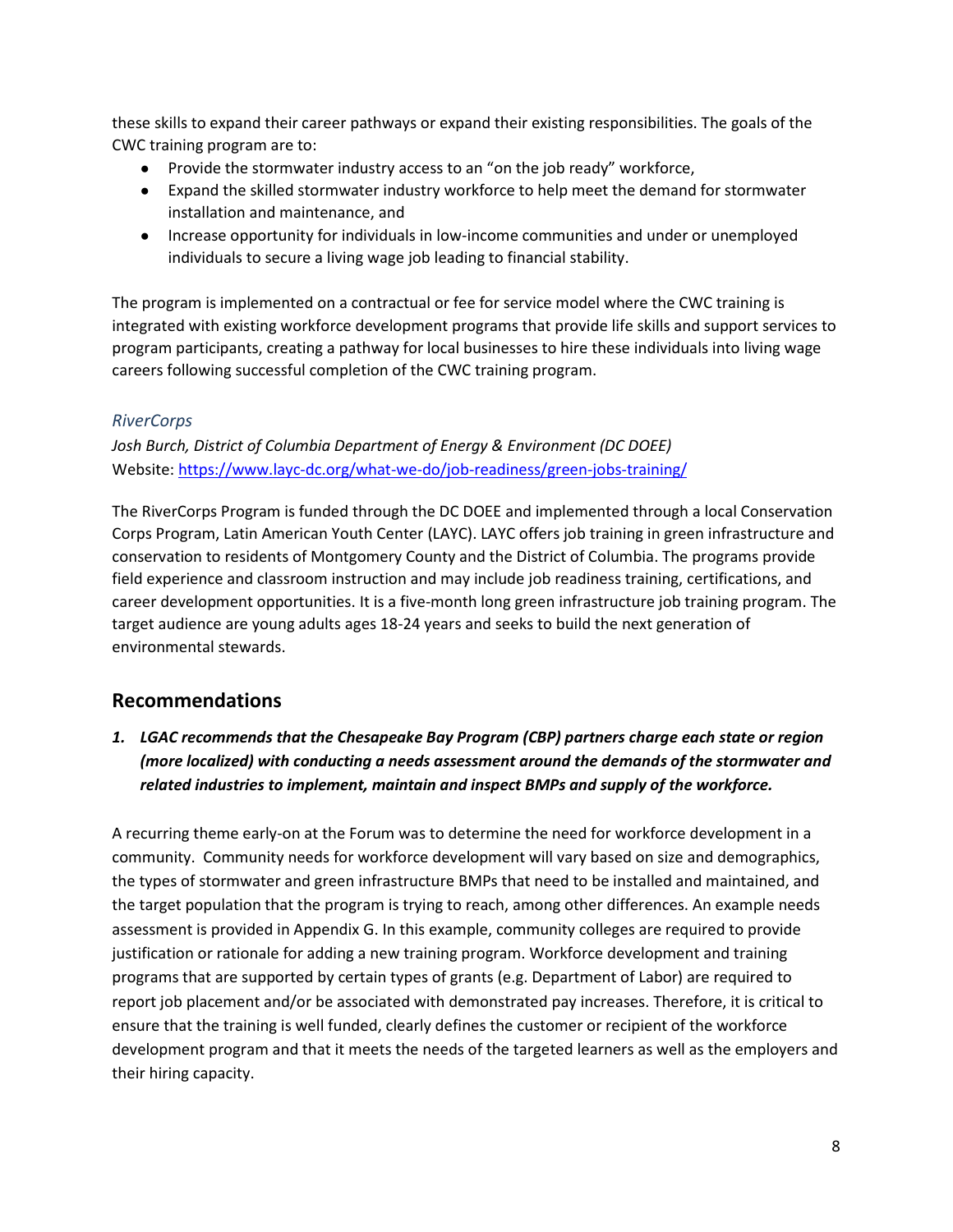these skills to expand their career pathways or expand their existing responsibilities. The goals of the CWC training program are to:

- Provide the stormwater industry access to an "on the job ready" workforce,
- Expand the skilled stormwater industry workforce to help meet the demand for stormwater installation and maintenance, and
- Increase opportunity for individuals in low-income communities and under or unemployed individuals to secure a living wage job leading to financial stability.

The program is implemented on a contractual or fee for service model where the CWC training is integrated with existing workforce development programs that provide life skills and support services to program participants, creating a pathway for local businesses to hire these individuals into living wage careers following successful completion of the CWC training program.

### *RiverCorps*

*Josh Burch, District of Columbia Department of Energy & Environment (DC DOEE)*
Website: https://www.layc-dc.org/what-we-do/job-readiness/green-jobs-training/

The RiverCorps Program is funded through the DC DOEE and implemented through a local Conservation Corps Program, Latin American Youth Center (LAYC). LAYC offers job training in green infrastructure and conservation to residents of Montgomery County and the District of Columbia. The programs provide field experience and classroom instruction and may include job readiness training, certifications, and career development opportunities. It is a five-month long green infrastructure job training program. The target audience are young adults ages 18-24 years and seeks to build the next generation of environmental stewards.

## Recommendations

1. ***LGAC recommends that the Chesapeake Bay Program (CBP) partners charge each state or region (more localized) with conducting a needs assessment around the demands of the stormwater and related industries to implement, maintain and inspect BMPs and supply of the workforce.***

A recurring theme early-on at the Forum was to determine the need for workforce development in a community. Community needs for workforce development will vary based on size and demographics, the types of stormwater and green infrastructure BMPs that need to be installed and maintained, and the target population that the program is trying to reach, among other differences. An example needs assessment is provided in Appendix G. In this example, community colleges are required to provide justification or rationale for adding a new training program. Workforce development and training programs that are supported by certain types of grants (e.g. Department of Labor) are required to report job placement and/or be associated with demonstrated pay increases. Therefore, it is critical to ensure that the training is well funded, clearly defines the customer or recipient of the workforce development program and that it meets the needs of the targeted learners as well as the employers and their hiring capacity.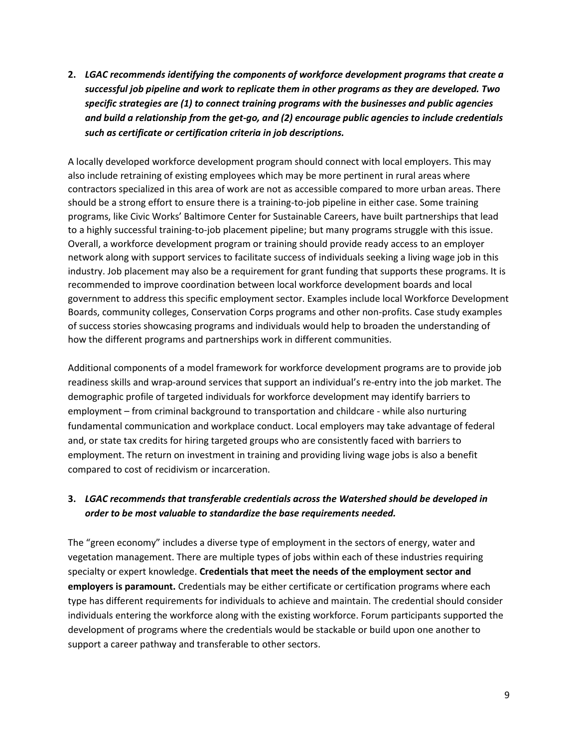2. ***LGAC recommends identifying the components of workforce development programs that create a successful job pipeline and work to replicate them in other programs as they are developed. Two specific strategies are (1) to connect training programs with the businesses and public agencies and build a relationship from the get-go, and (2) encourage public agencies to include credentials such as certificate or certification criteria in job descriptions.***

A locally developed workforce development program should connect with local employers. This may also include retraining of existing employees which may be more pertinent in rural areas where contractors specialized in this area of work are not as accessible compared to more urban areas. There should be a strong effort to ensure there is a training-to-job pipeline in either case. Some training programs, like Civic Works' Baltimore Center for Sustainable Careers, have built partnerships that lead to a highly successful training-to-job placement pipeline; but many programs struggle with this issue. Overall, a workforce development program or training should provide ready access to an employer network along with support services to facilitate success of individuals seeking a living wage job in this industry. Job placement may also be a requirement for grant funding that supports these programs. It is recommended to improve coordination between local workforce development boards and local government to address this specific employment sector. Examples include local Workforce Development Boards, community colleges, Conservation Corps programs and other non-profits. Case study examples of success stories showcasing programs and individuals would help to broaden the understanding of how the different programs and partnerships work in different communities.

Additional components of a model framework for workforce development programs are to provide job readiness skills and wrap-around services that support an individual's re-entry into the job market. The demographic profile of targeted individuals for workforce development may identify barriers to employment – from criminal background to transportation and childcare - while also nurturing fundamental communication and workplace conduct. Local employers may take advantage of federal and, or state tax credits for hiring targeted groups who are consistently faced with barriers to employment. The return on investment in training and providing living wage jobs is also a benefit compared to cost of recidivism or incarceration.

3. ***LGAC recommends that transferable credentials across the Watershed should be developed in order to be most valuable to standardize the base requirements needed.***

The "green economy" includes a diverse type of employment in the sectors of energy, water and vegetation management. There are multiple types of jobs within each of these industries requiring specialty or expert knowledge. **Credentials that meet the needs of the employment sector and employers is paramount.** Credentials may be either certificate or certification programs where each type has different requirements for individuals to achieve and maintain. The credential should consider individuals entering the workforce along with the existing workforce. Forum participants supported the development of programs where the credentials would be stackable or build upon one another to support a career pathway and transferable to other sectors.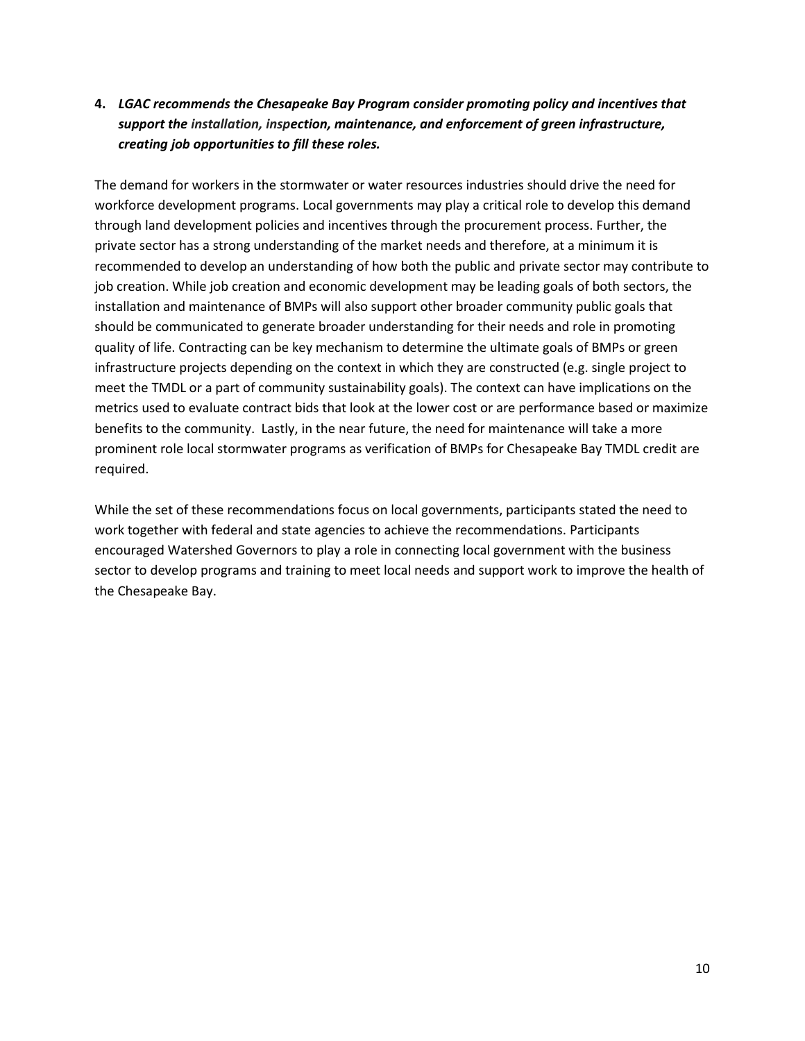**4.** ***LGAC recommends the Chesapeake Bay Program consider promoting policy and incentives that support the installation, inspection, maintenance, and enforcement of green infrastructure, creating job opportunities to fill these roles.***

The demand for workers in the stormwater or water resources industries should drive the need for workforce development programs. Local governments may play a critical role to develop this demand through land development policies and incentives through the procurement process. Further, the private sector has a strong understanding of the market needs and therefore, at a minimum it is recommended to develop an understanding of how both the public and private sector may contribute to job creation. While job creation and economic development may be leading goals of both sectors, the installation and maintenance of BMPs will also support other broader community public goals that should be communicated to generate broader understanding for their needs and role in promoting quality of life. Contracting can be key mechanism to determine the ultimate goals of BMPs or green infrastructure projects depending on the context in which they are constructed (e.g. single project to meet the TMDL or a part of community sustainability goals). The context can have implications on the metrics used to evaluate contract bids that look at the lower cost or are performance based or maximize benefits to the community. Lastly, in the near future, the need for maintenance will take a more prominent role local stormwater programs as verification of BMPs for Chesapeake Bay TMDL credit are required.

While the set of these recommendations focus on local governments, participants stated the need to work together with federal and state agencies to achieve the recommendations. Participants encouraged Watershed Governors to play a role in connecting local government with the business sector to develop programs and training to meet local needs and support work to improve the health of the Chesapeake Bay.